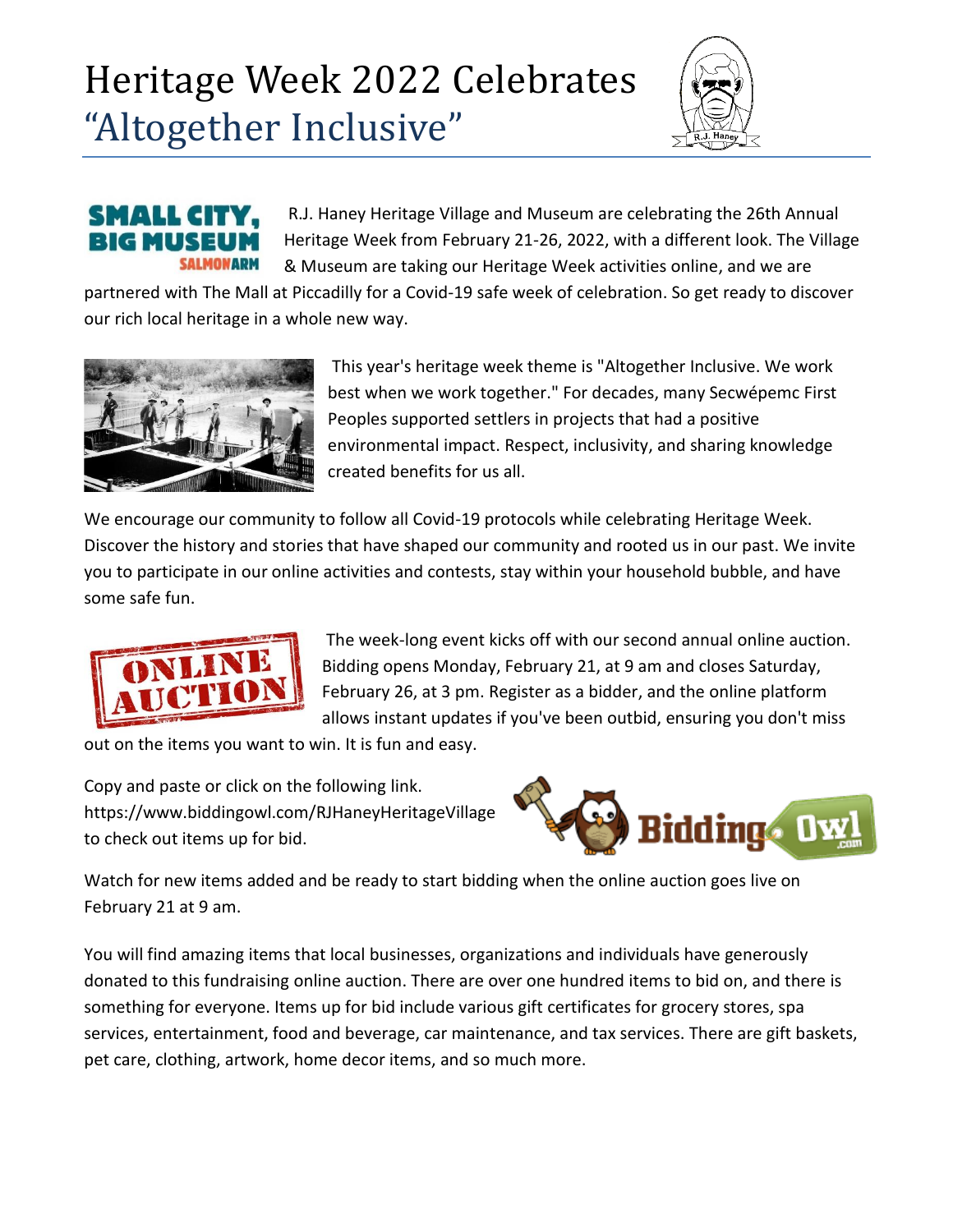# Heritage Week 2022 Celebrates "Altogether Inclusive"

R.J. Haney Heritage Village and Museum are celebrating the 26th Annual Heritage Week from February 21-26, 2022, with a different look. The Village & Museum are taking our Heritage Week activities online, and we are partnered with The Mall at Piccadilly for a Covid-19 safe week of celebration. So get ready to discover our rich local heritage in a whole new way.

This year's heritage week theme is "Altogether Inclusive. We work best when we work together." For decades, many Secwépemc First Peoples supported settlers in projects that had a positive environmental impact. Respect, inclusivity, and sharing knowledge created benefits for us all.

We encourage our community to follow all Covid-19 protocols while celebrating Heritage Week. Discover the history and stories that have shaped our community and rooted us in our past. We invite you to participate in our online activities and contests, stay within your household bubble, and have some safe fun.

The week-long event kicks off with our second annual online auction. Bidding opens Monday, February 21, at 9 am and closes Saturday, February 26, at 3 pm. Register as a bidder, and the online platform allows instant updates if you've been outbid, ensuring you don't miss out on the items you want to win. It is fun and easy.

Copy and paste or click on the following link. https://www.biddingowl.com/RJHaneyHeritageVillage to check out items up for bid.

Watch for new items added and be ready to start bidding when the online auction goes live on February 21 at 9 am.

You will find amazing items that local businesses, organizations and individuals have generously donated to this fundraising online auction. There are over one hundred items to bid on, and there is something for everyone. Items up for bid include various gift certificates for grocery stores, spa services, entertainment, food and beverage, car maintenance, and tax services. There are gift baskets, pet care, clothing, artwork, home decor items, and so much more.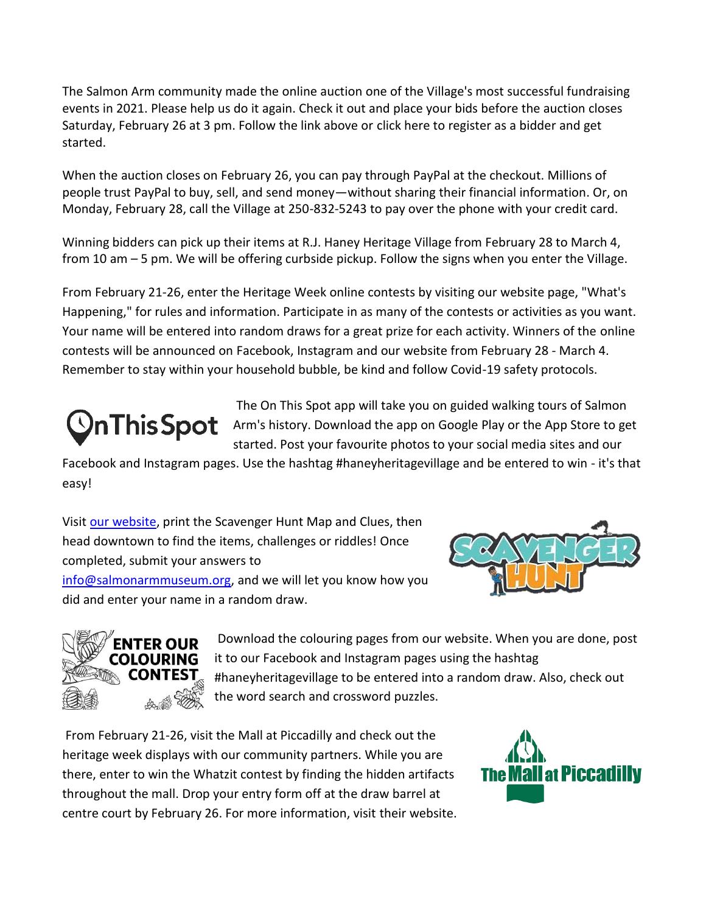The Salmon Arm community made the online auction one of the Village's most successful fundraising events in 2021. Please help us do it again. Check it out and place your bids before the auction closes Saturday, February 26 at 3 pm. Follow the link above or click here to register as a bidder and get started.

When the auction closes on February 26, you can pay through PayPal at the checkout. Millions of people trust PayPal to buy, sell, and send money—without sharing their financial information. Or, on Monday, February 28, call the Village at 250-832-5243 to pay over the phone with your credit card.

Winning bidders can pick up their items at R.J. Haney Heritage Village from February 28 to March 4, from 10 am – 5 pm. We will be offering curbside pickup. Follow the signs when you enter the Village.

From February 21-26, enter the Heritage Week online contests by visiting our website page, "What's Happening," for rules and information. Participate in as many of the contests or activities as you want. Your name will be entered into random draws for a great prize for each activity. Winners of the online contests will be announced on Facebook, Instagram and our website from February 28 - March 4. Remember to stay within your household bubble, be kind and follow Covid-19 safety protocols.

OnThisSpot

The On This Spot app will take you on guided walking tours of Salmon Arm's history. Download the app on Google Play or the App Store to get started. Post your favourite photos to your social media sites and our Facebook and Instagram pages. Use the hashtag #haneyheritagevillage and be entered to win - it's that easy!

SCAVENGER HUNT

Visit [our website](), print the Scavenger Hunt Map and Clues, then head downtown to find the items, challenges or riddles! Once completed, submit your answers to [info@salmonarmmuseum.org](mailto:info@salmonarmmuseum.org), and we will let you know how you did and enter your name in a random draw.

ENTER OUR COLOURING CONTEST

Download the colouring pages from our website. When you are done, post it to our Facebook and Instagram pages using the hashtag #haneyheritagevillage to be entered into a random draw. Also, check out the word search and crossword puzzles.

The Mall at Piccadilly

From February 21-26, visit the Mall at Piccadilly and check out the heritage week displays with our community partners. While you are there, enter to win the Whatzit contest by finding the hidden artifacts throughout the mall. Drop your entry form off at the draw barrel at centre court by February 26. For more information, visit their website.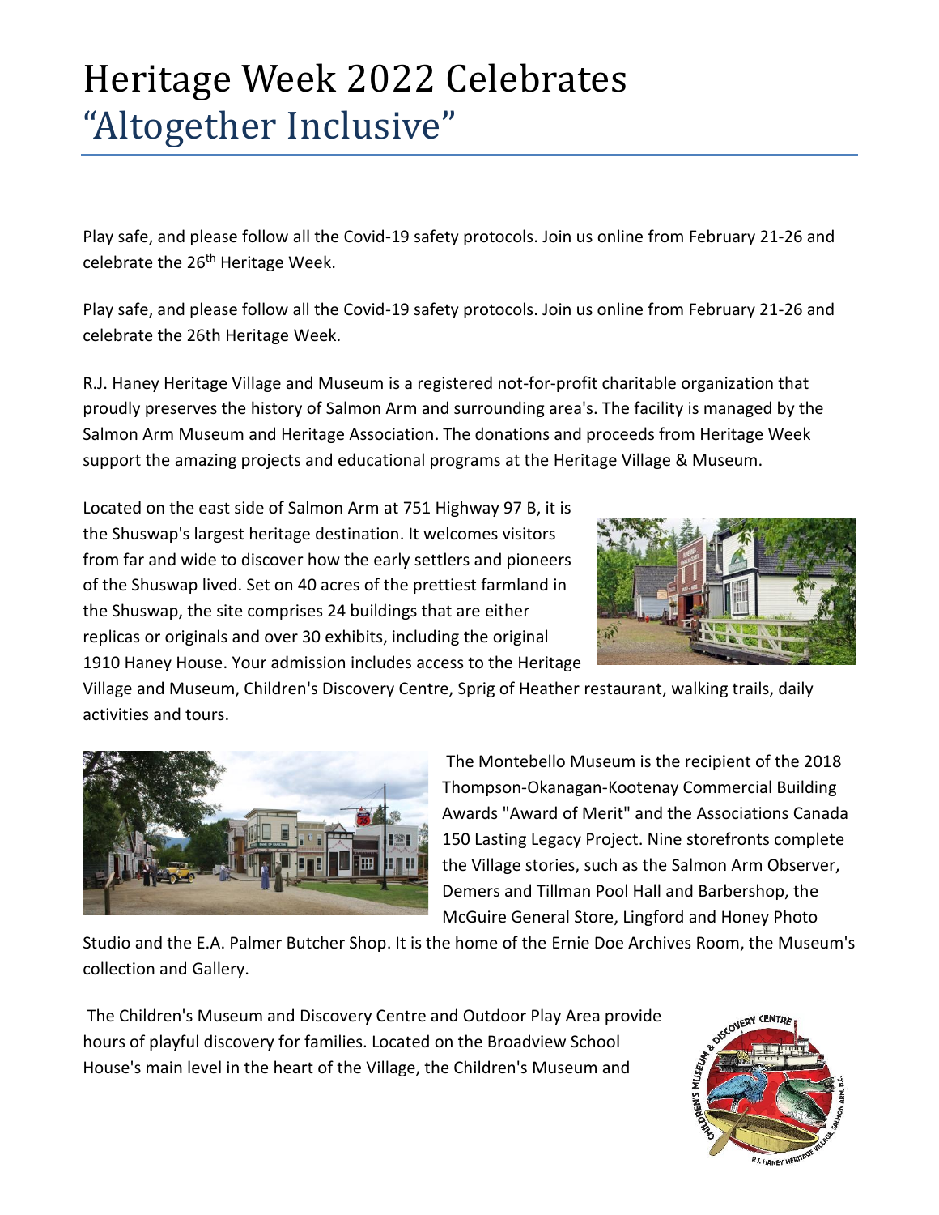# Heritage Week 2022 Celebrates "Altogether Inclusive"

Play safe, and please follow all the Covid-19 safety protocols. Join us online from February 21-26 and celebrate the 26th Heritage Week.

Play safe, and please follow all the Covid-19 safety protocols. Join us online from February 21-26 and celebrate the 26th Heritage Week.

R.J. Haney Heritage Village and Museum is a registered not-for-profit charitable organization that proudly preserves the history of Salmon Arm and surrounding area's. The facility is managed by the Salmon Arm Museum and Heritage Association. The donations and proceeds from Heritage Week support the amazing projects and educational programs at the Heritage Village & Museum.

Located on the east side of Salmon Arm at 751 Highway 97 B, it is the Shuswap's largest heritage destination. It welcomes visitors from far and wide to discover how the early settlers and pioneers of the Shuswap lived. Set on 40 acres of the prettiest farmland in the Shuswap, the site comprises 24 buildings that are either replicas or originals and over 30 exhibits, including the original 1910 Haney House. Your admission includes access to the Heritage Village and Museum, Children's Discovery Centre, Sprig of Heather restaurant, walking trails, daily activities and tours.

The Montebello Museum is the recipient of the 2018 Thompson-Okanagan-Kootenay Commercial Building Awards "Award of Merit" and the Associations Canada 150 Lasting Legacy Project. Nine storefronts complete the Village stories, such as the Salmon Arm Observer, Demers and Tillman Pool Hall and Barbershop, the McGuire General Store, Lingford and Honey Photo Studio and the E.A. Palmer Butcher Shop. It is the home of the Ernie Doe Archives Room, the Museum's collection and Gallery.

The Children's Museum and Discovery Centre and Outdoor Play Area provide hours of playful discovery for families. Located on the Broadview School House's main level in the heart of the Village, the Children's Museum and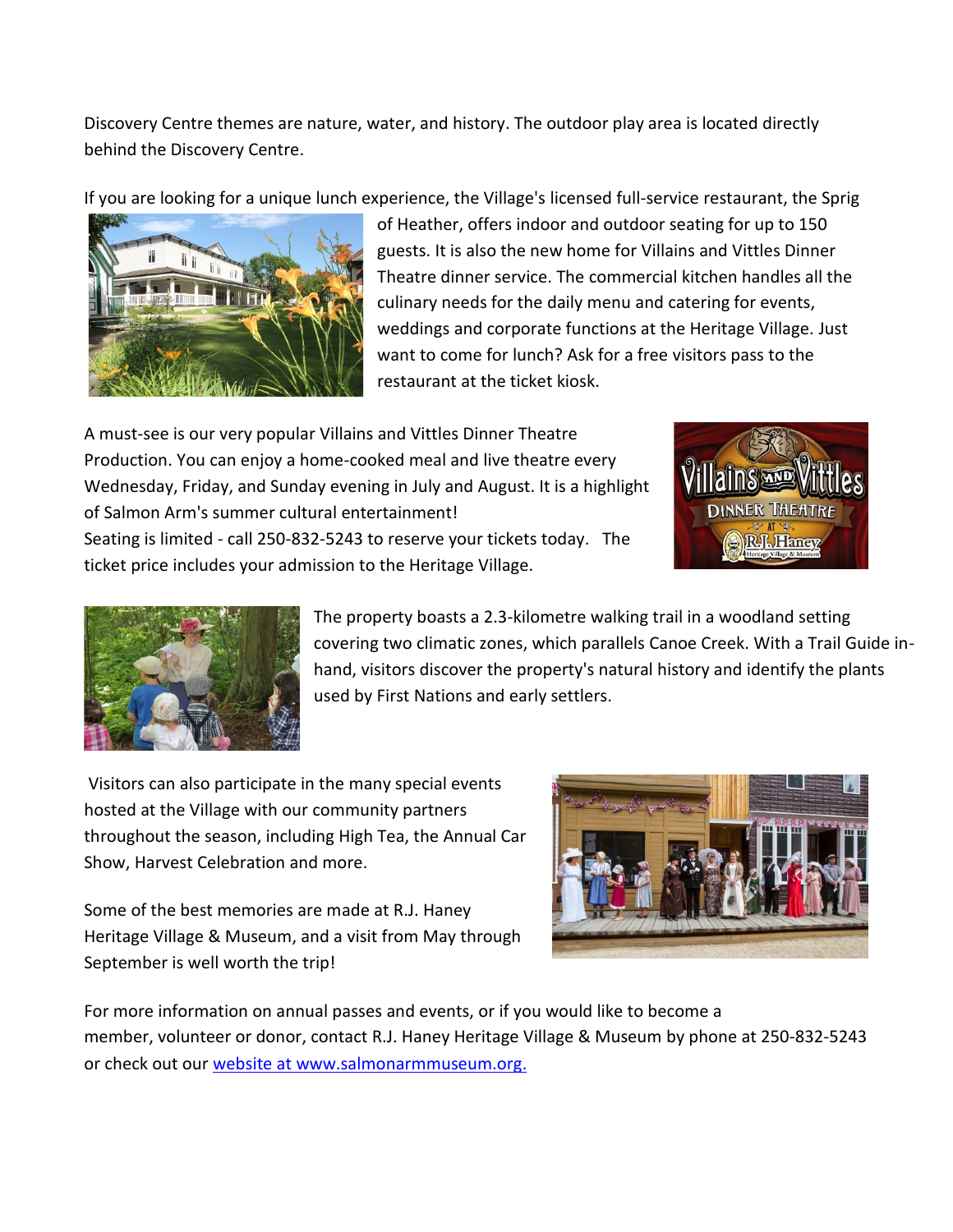Discovery Centre themes are nature, water, and history. The outdoor play area is located directly behind the Discovery Centre.

If you are looking for a unique lunch experience, the Village's licensed full-service restaurant, the Sprig of Heather, offers indoor and outdoor seating for up to 150 guests. It is also the new home for Villains and Vittles Dinner Theatre dinner service. The commercial kitchen handles all the culinary needs for the daily menu and catering for events, weddings and corporate functions at the Heritage Village. Just want to come for lunch? Ask for a free visitors pass to the restaurant at the ticket kiosk.

A must-see is our very popular Villains and Vittles Dinner Theatre Production. You can enjoy a home-cooked meal and live theatre every Wednesday, Friday, and Sunday evening in July and August. It is a highlight of Salmon Arm's summer cultural entertainment!
Seating is limited - call 250-832-5243 to reserve your tickets today. The ticket price includes your admission to the Heritage Village.

The property boasts a 2.3-kilometre walking trail in a woodland setting covering two climatic zones, which parallels Canoe Creek. With a Trail Guide in-hand, visitors discover the property's natural history and identify the plants used by First Nations and early settlers.

Visitors can also participate in the many special events hosted at the Village with our community partners throughout the season, including High Tea, the Annual Car Show, Harvest Celebration and more.

Some of the best memories are made at R.J. Haney Heritage Village & Museum, and a visit from May through September is well worth the trip!

For more information on annual passes and events, or if you would like to become a member, volunteer or donor, contact R.J. Haney Heritage Village & Museum by phone at 250-832-5243 or check out our [website at www.salmonarmmuseum.org.](http://www.salmonarmmuseum.org)